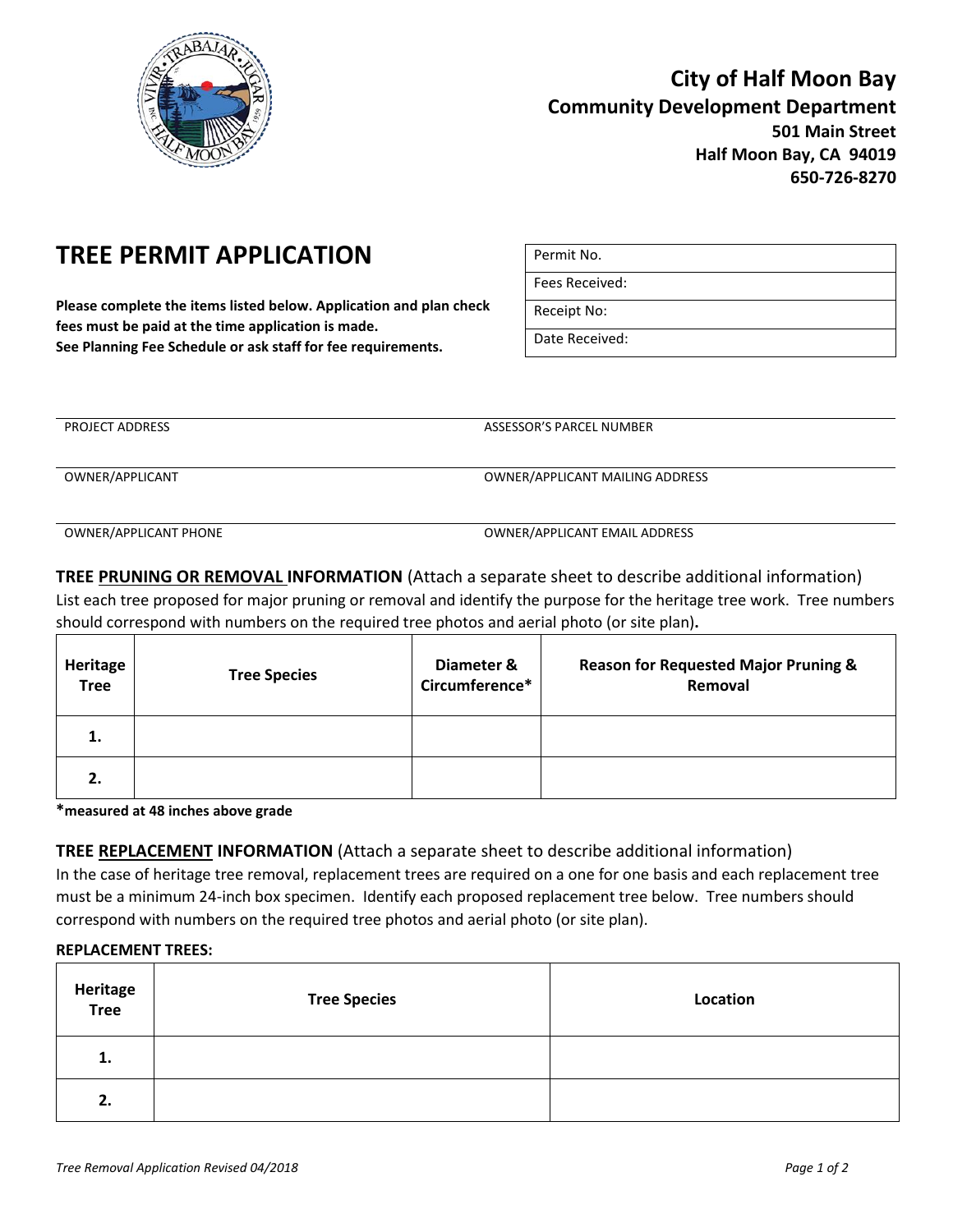**City of Half Moon Bay**
**Community Development Department**
**501 Main Street**
**Half Moon Bay, CA 94019**
**650-726-8270**

# TREE PERMIT APPLICATION

**Please complete the items listed below. Application and plan check fees must be paid at the time application is made.**
**See Planning Fee Schedule or ask staff for fee requirements.**

| |
|---|
| Permit No. |
| Fees Received: |
| Receipt No: |
| Date Received: |

| | |
|---|---|
| PROJECT ADDRESS | ASSESSOR'S PARCEL NUMBER |
| OWNER/APPLICANT | OWNER/APPLICANT MAILING ADDRESS |
| OWNER/APPLICANT PHONE | OWNER/APPLICANT EMAIL ADDRESS |

**TREE PRUNING OR REMOVAL INFORMATION** (Attach a separate sheet to describe additional information)
List each tree proposed for major pruning or removal and identify the purpose for the heritage tree work. Tree numbers should correspond with numbers on the required tree photos and aerial photo (or site plan).

| Heritage Tree | Tree Species | Diameter & Circumference* | Reason for Requested Major Pruning & Removal |
|---|---|---|---|
| 1. | | | |
| 2. | | | |

***measured at 48 inches above grade**

**TREE REPLACEMENT INFORMATION** (Attach a separate sheet to describe additional information)
In the case of heritage tree removal, replacement trees are required on a one for one basis and each replacement tree must be a minimum 24-inch box specimen. Identify each proposed replacement tree below. Tree numbers should correspond with numbers on the required tree photos and aerial photo (or site plan).

**REPLACEMENT TREES:**

| Heritage Tree | Tree Species | Location |
|---|---|---|
| 1. | | |
| 2. | | |

*Tree Removal Application Revised 04/2018*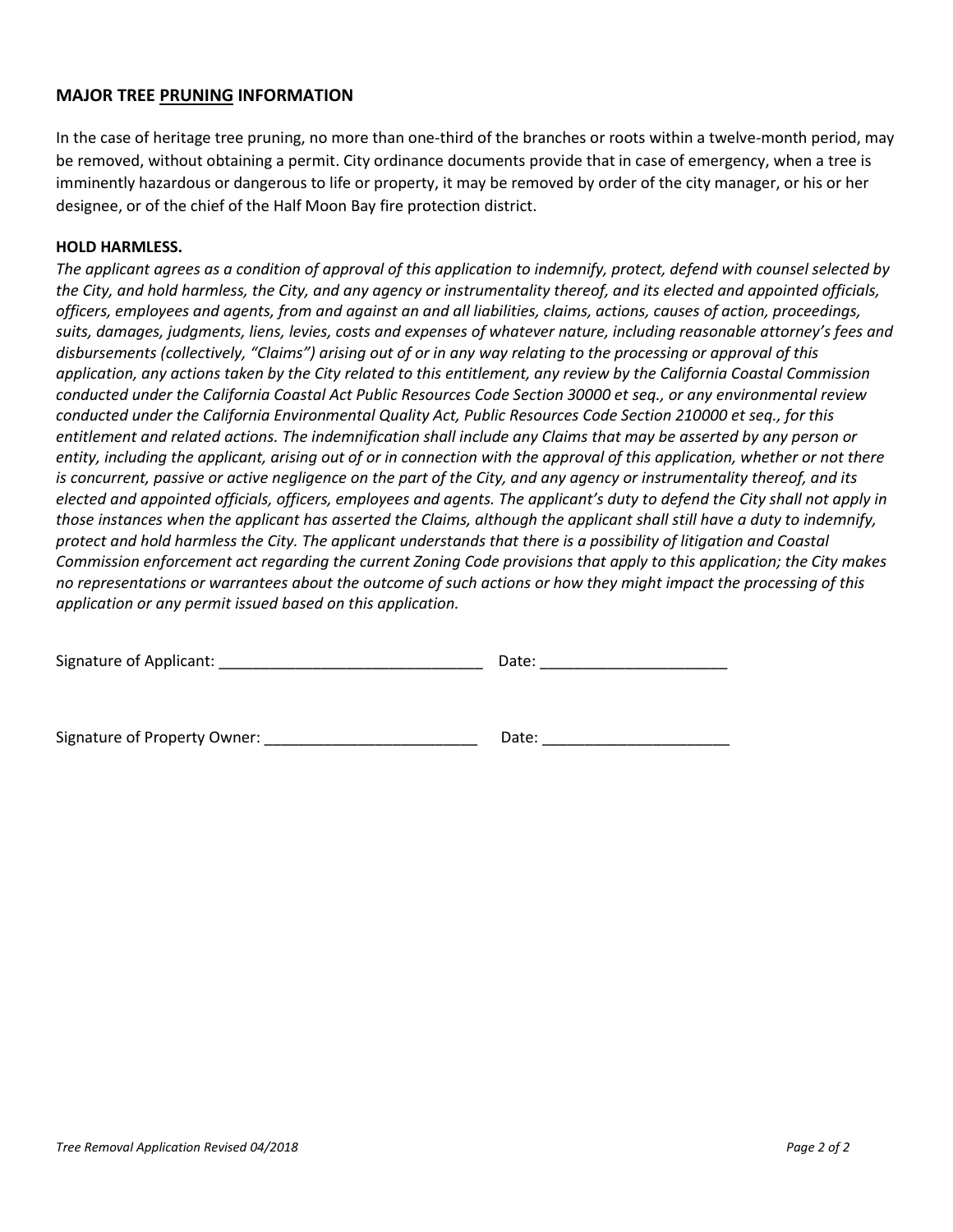### MAJOR TREE <u>PRUNING</u> INFORMATION

In the case of heritage tree pruning, no more than one-third of the branches or roots within a twelve-month period, may be removed, without obtaining a permit. City ordinance documents provide that in case of emergency, when a tree is imminently hazardous or dangerous to life or property, it may be removed by order of the city manager, or his or her designee, or of the chief of the Half Moon Bay fire protection district.

**HOLD HARMLESS.**

*The applicant agrees as a condition of approval of this application to indemnify, protect, defend with counsel selected by the City, and hold harmless, the City, and any agency or instrumentality thereof, and its elected and appointed officials, officers, employees and agents, from and against an and all liabilities, claims, actions, causes of action, proceedings, suits, damages, judgments, liens, levies, costs and expenses of whatever nature, including reasonable attorney's fees and disbursements (collectively, "Claims") arising out of or in any way relating to the processing or approval of this application, any actions taken by the City related to this entitlement, any review by the California Coastal Commission conducted under the California Coastal Act Public Resources Code Section 30000 et seq., or any environmental review conducted under the California Environmental Quality Act, Public Resources Code Section 210000 et seq., for this entitlement and related actions. The indemnification shall include any Claims that may be asserted by any person or entity, including the applicant, arising out of or in connection with the approval of this application, whether or not there is concurrent, passive or active negligence on the part of the City, and any agency or instrumentality thereof, and its elected and appointed officials, officers, employees and agents. The applicant's duty to defend the City shall not apply in those instances when the applicant has asserted the Claims, although the applicant shall still have a duty to indemnify, protect and hold harmless the City. The applicant understands that there is a possibility of litigation and Coastal Commission enforcement act regarding the current Zoning Code provisions that apply to this application; the City makes no representations or warrantees about the outcome of such actions or how they might impact the processing of this application or any permit issued based on this application.*

Signature of Applicant: _______________________________ Date: _____________________

Signature of Property Owner: _________________________ Date: _____________________

*Tree Removal Application Revised 04/2018*